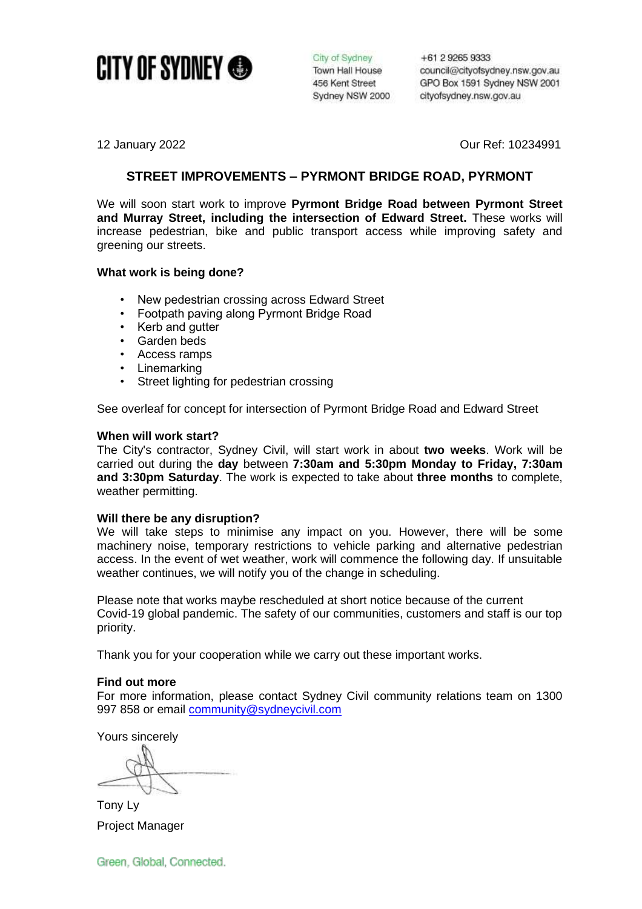CITY OF SYDNEY

City of Sydney
Town Hall House
456 Kent Street
Sydney NSW 2000

+61 2 9265 9333
council@cityofsydney.nsw.gov.au
GPO Box 1591 Sydney NSW 2001
cityofsydney.nsw.gov.au

12 January 2022

Our Ref: 10234991

## STREET IMPROVEMENTS – PYRMONT BRIDGE ROAD, PYRMONT

We will soon start work to improve **Pyrmont Bridge Road between Pyrmont Street and Murray Street, including the intersection of Edward Street.** These works will increase pedestrian, bike and public transport access while improving safety and greening our streets.

**What work is being done?**

- New pedestrian crossing across Edward Street
- Footpath paving along Pyrmont Bridge Road
- Kerb and gutter
- Garden beds
- Access ramps
- Linemarking
- Street lighting for pedestrian crossing

See overleaf for concept for intersection of Pyrmont Bridge Road and Edward Street

**When will work start?**
The City's contractor, Sydney Civil, will start work in about **two weeks**. Work will be carried out during the **day** between **7:30am and 5:30pm Monday to Friday, 7:30am and 3:30pm Saturday**. The work is expected to take about **three months** to complete, weather permitting.

**Will there be any disruption?**
We will take steps to minimise any impact on you. However, there will be some machinery noise, temporary restrictions to vehicle parking and alternative pedestrian access. In the event of wet weather, work will commence the following day. If unsuitable weather continues, we will notify you of the change in scheduling.

Please note that works maybe rescheduled at short notice because of the current Covid-19 global pandemic. The safety of our communities, customers and staff is our top priority.

Thank you for your cooperation while we carry out these important works.

**Find out more**
For more information, please contact Sydney Civil community relations team on 1300 997 858 or email community@sydneycivil.com

Yours sincerely

Tony Ly
Project Manager

Green, Global, Connected.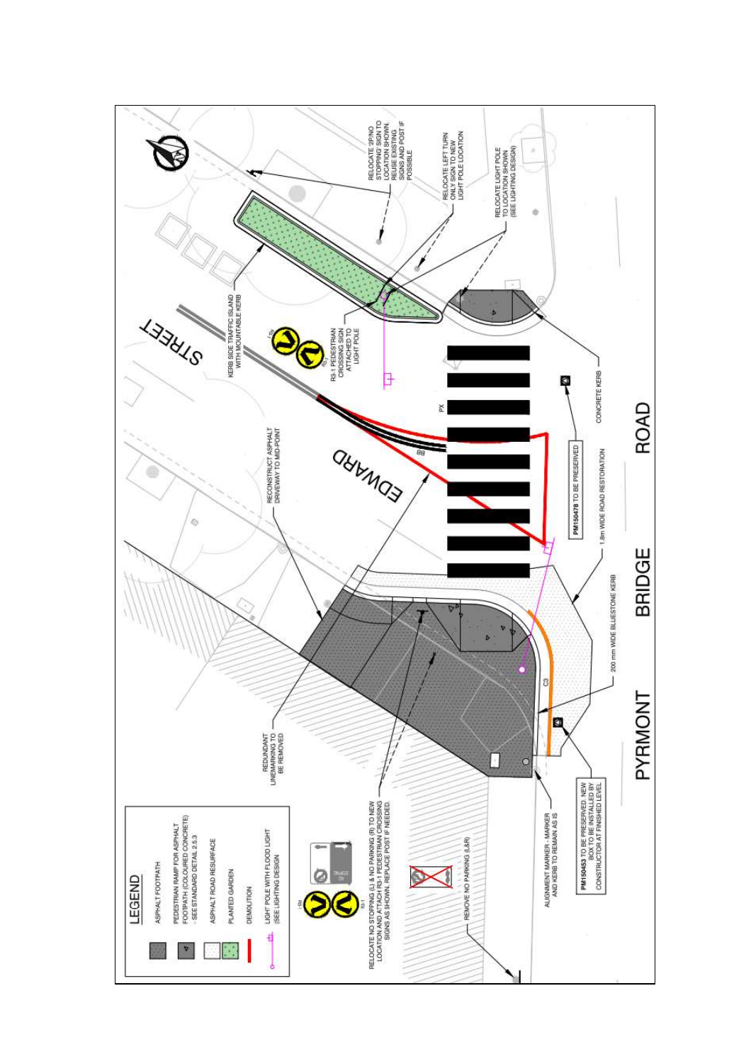## LEGEND

- ASPHALT FOOTPATH
- PEDESTRIAN RAMP FOR ASPHALT FOOTPATH (COLOURED CONCRETE) - SEE STANDARD DETAIL 2.5.3
- ASPHALT ROAD RESURFACE
- PLANTED GARDEN
- DEMOLITION
- LIGHT POLE WITH FLOOD LIGHT (SEE LIGHTING DESIGN)

EDWARD STREET

PYRMONT BRIDGE ROAD

RELOCATE '2P/NO STOPPING' SIGN TO LOCATION SHOWN. REUSE EXISTING SIGNS AND POST IF POSSIBLE

RELOCATE LEFT TURN ONLY SIGN TO NEW LIGHT POLE LOCATION

RELOCATE LIGHT POLE TO LOCATION SHOWN (SEE LIGHTING DESIGN)

KERB SIDE TRAFFIC ISLAND WITH MOUNTABLE KERB

R3-1 PEDESTRIAN CROSSING SIGN ATTACHED TO LIGHT POLE

CONCRETE KERB

PM150478 TO BE PRESERVED

1.8m WIDE ROAD RESTORATION

200 mm WIDE BLUESTONE KERB

RECONSTRUCT ASPHALT DRIVEWAY TO MID-POINT

REDUNDANT LINEMARKING TO BE REMOVED

RELOCATE NO STOPPING (L) & NO PARKING (R) TO NEW LOCATION AND ATTACH R3-1 PEDESTRIAN CROSSING SIGNS AS SHOWN. REPLACE POST IF NEEDED.

REMOVE NO PARKING (L&R)

ALIGNMENT MARKER - MARKER AND KERB TO REMAIN AS IS

PM150453 TO BE PRESERVED. NEW BOX TO BE INSTALLED BY CONSTRUCTOR AT FINISHED LEVEL

PX

BB

C3

R3-1